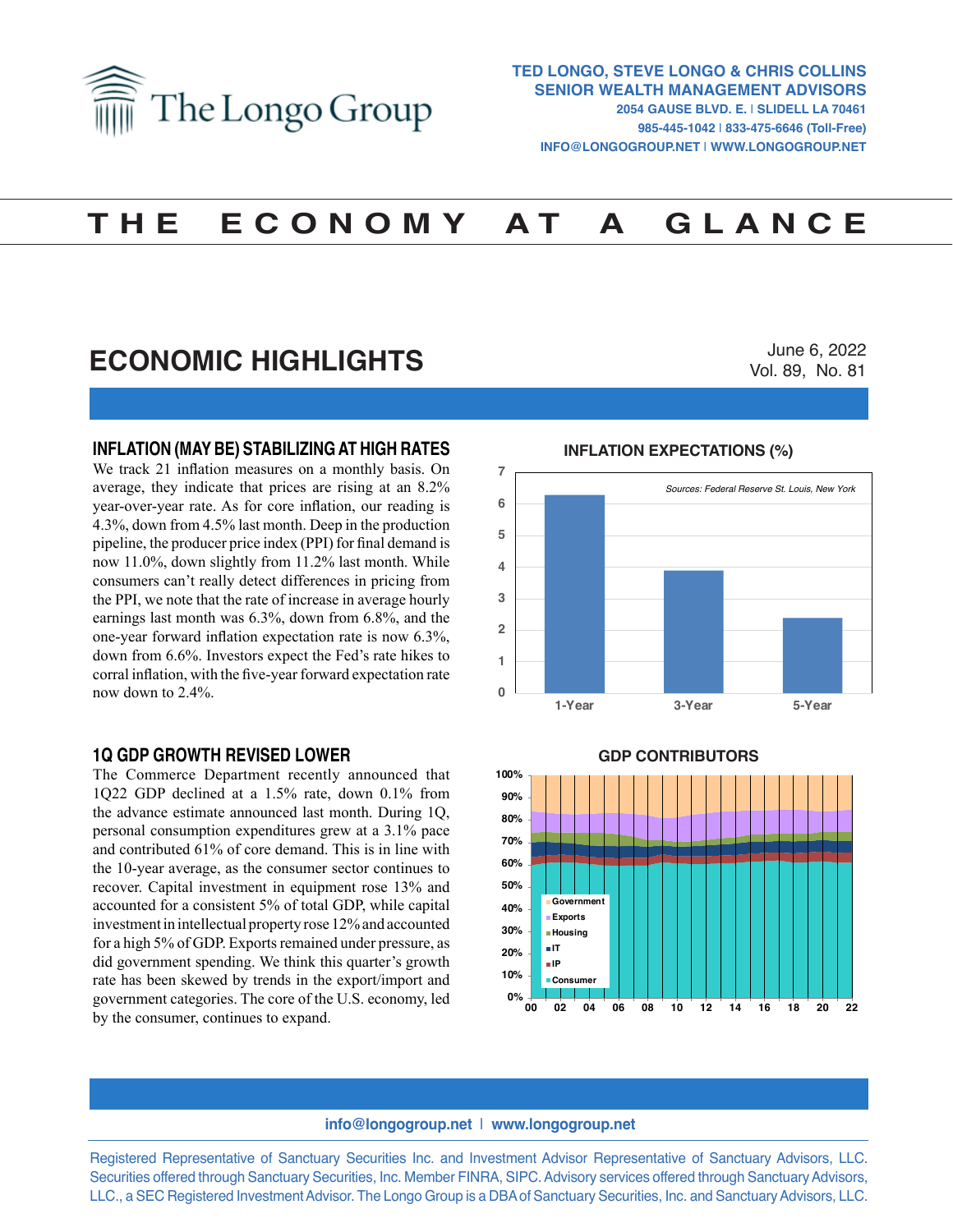# The Longo Group

**TED LONGO, STEVE LONGO & CHRIS COLLINS**
**SENIOR WEALTH MANAGEMENT ADVISORS**
2054 GAUSE BLVD. E. | SLIDELL LA 70461
985-445-1042 | 833-475-6646 (Toll-Free)
INFO@LONGOGROUP.NET | WWW.LONGOGROUP.NET

# THE ECONOMY AT A GLANCE

## ECONOMIC HIGHLIGHTS

June 6, 2022
Vol. 89, No. 81

### INFLATION (MAY BE) STABILIZING AT HIGH RATES

We track 21 inflation measures on a monthly basis. On average, they indicate that prices are rising at an 8.2% year-over-year rate. As for core inflation, our reading is 4.3%, down from 4.5% last month. Deep in the production pipeline, the producer price index (PPI) for final demand is now 11.0%, down slightly from 11.2% last month. While consumers can't really detect differences in pricing from the PPI, we note that the rate of increase in average hourly earnings last month was 6.3%, down from 6.8%, and the one-year forward inflation expectation rate is now 6.3%, down from 6.6%. Investors expect the Fed's rate hikes to corral inflation, with the five-year forward expectation rate now down to 2.4%.

**INFLATION EXPECTATIONS (%)**

*Sources: Federal Reserve St. Louis, New York*

| | 1-Year | 3-Year | 5-Year |
|---|---|---|---|
| Inflation expectation (%) | 6.3 | 3.9 | 2.4 |

### 1Q GDP GROWTH REVISED LOWER

The Commerce Department recently announced that 1Q22 GDP declined at a 1.5% rate, down 0.1% from the advance estimate announced last month. During 1Q, personal consumption expenditures grew at a 3.1% pace and contributed 61% of core demand. This is in line with the 10-year average, as the consumer sector continues to recover. Capital investment in equipment rose 13% and accounted for a consistent 5% of total GDP, while capital investment in intellectual property rose 12% and accounted for a high 5% of GDP. Exports remained under pressure, as did government spending. We think this quarter's growth rate has been skewed by trends in the export/import and government categories. The core of the U.S. economy, led by the consumer, continues to expand.

**GDP CONTRIBUTORS**

(Stacked area chart, 2000–2022, 0%–100%: Government, Exports, Housing, IT, IP, Consumer)

info@longogroup.net | www.longogroup.net

Registered Representative of Sanctuary Securities Inc. and Investment Advisor Representative of Sanctuary Advisors, LLC. Securities offered through Sanctuary Securities, Inc. Member FINRA, SIPC. Advisory services offered through Sanctuary Advisors, LLC., a SEC Registered Investment Advisor. The Longo Group is a DBA of Sanctuary Securities, Inc. and Sanctuary Advisors, LLC.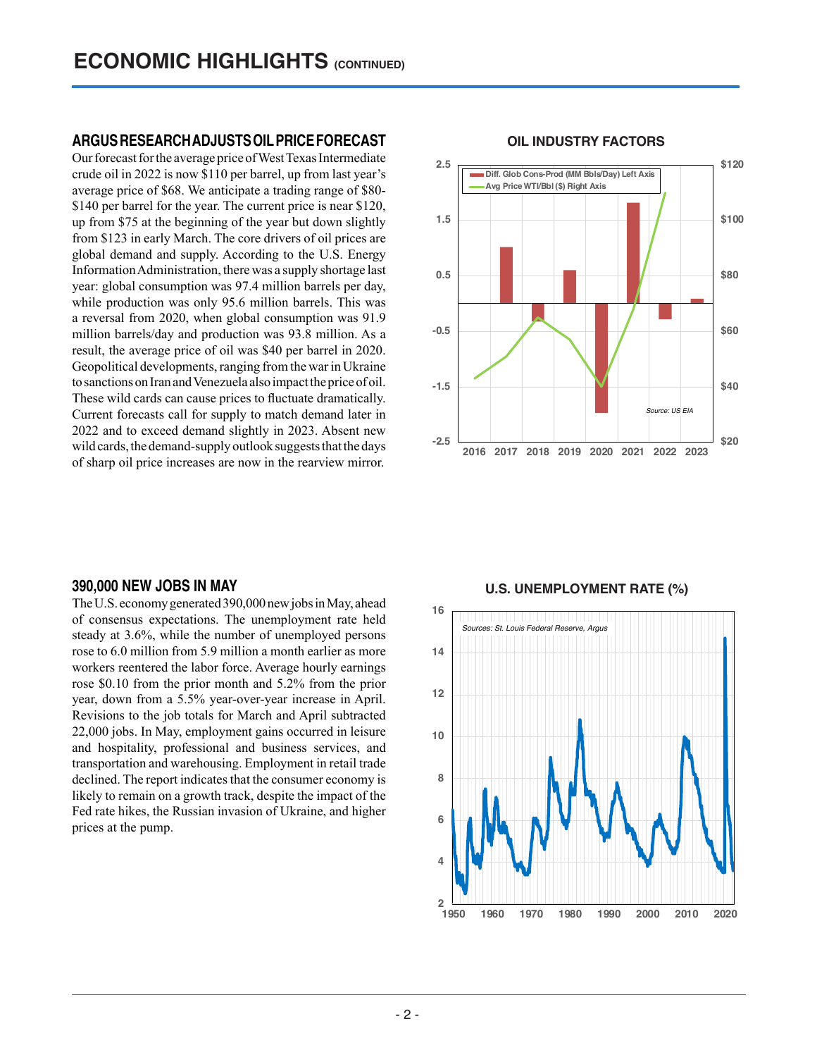# ECONOMIC HIGHLIGHTS (CONTINUED)

## ARGUS RESEARCH ADJUSTS OIL PRICE FORECAST

Our forecast for the average price of West Texas Intermediate crude oil in 2022 is now $110 per barrel, up from last year's average price of $68. We anticipate a trading range of $80-$140 per barrel for the year. The current price is near $120, up from $75 at the beginning of the year but down slightly from $123 in early March. The core drivers of oil prices are global demand and supply. According to the U.S. Energy Information Administration, there was a supply shortage last year: global consumption was 97.4 million barrels per day, while production was only 95.6 million barrels. This was a reversal from 2020, when global consumption was 91.9 million barrels/day and production was 93.8 million. As a result, the average price of oil was $40 per barrel in 2020. Geopolitical developments, ranging from the war in Ukraine to sanctions on Iran and Venezuela also impact the price of oil. These wild cards can cause prices to fluctuate dramatically. Current forecasts call for supply to match demand later in 2022 and to exceed demand slightly in 2023. Absent new wild cards, the demand-supply outlook suggests that the days of sharp oil price increases are now in the rearview mirror.

**OIL INDUSTRY FACTORS**

Diff. Glob Cons-Prod (MM Bbls/Day) Left Axis; Avg Price WTI/Bbl ($) Right Axis

*Source: US EIA*

## 390,000 NEW JOBS IN MAY

The U.S. economy generated 390,000 new jobs in May, ahead of consensus expectations. The unemployment rate held steady at 3.6%, while the number of unemployed persons rose to 6.0 million from 5.9 million a month earlier as more workers reentered the labor force. Average hourly earnings rose $0.10 from the prior month and 5.2% from the prior year, down from a 5.5% year-over-year increase in April. Revisions to the job totals for March and April subtracted 22,000 jobs. In May, employment gains occurred in leisure and hospitality, professional and business services, and transportation and warehousing. Employment in retail trade declined. The report indicates that the consumer economy is likely to remain on a growth track, despite the impact of the Fed rate hikes, the Russian invasion of Ukraine, and higher prices at the pump.

**U.S. UNEMPLOYMENT RATE (%)**

*Sources: St. Louis Federal Reserve, Argus*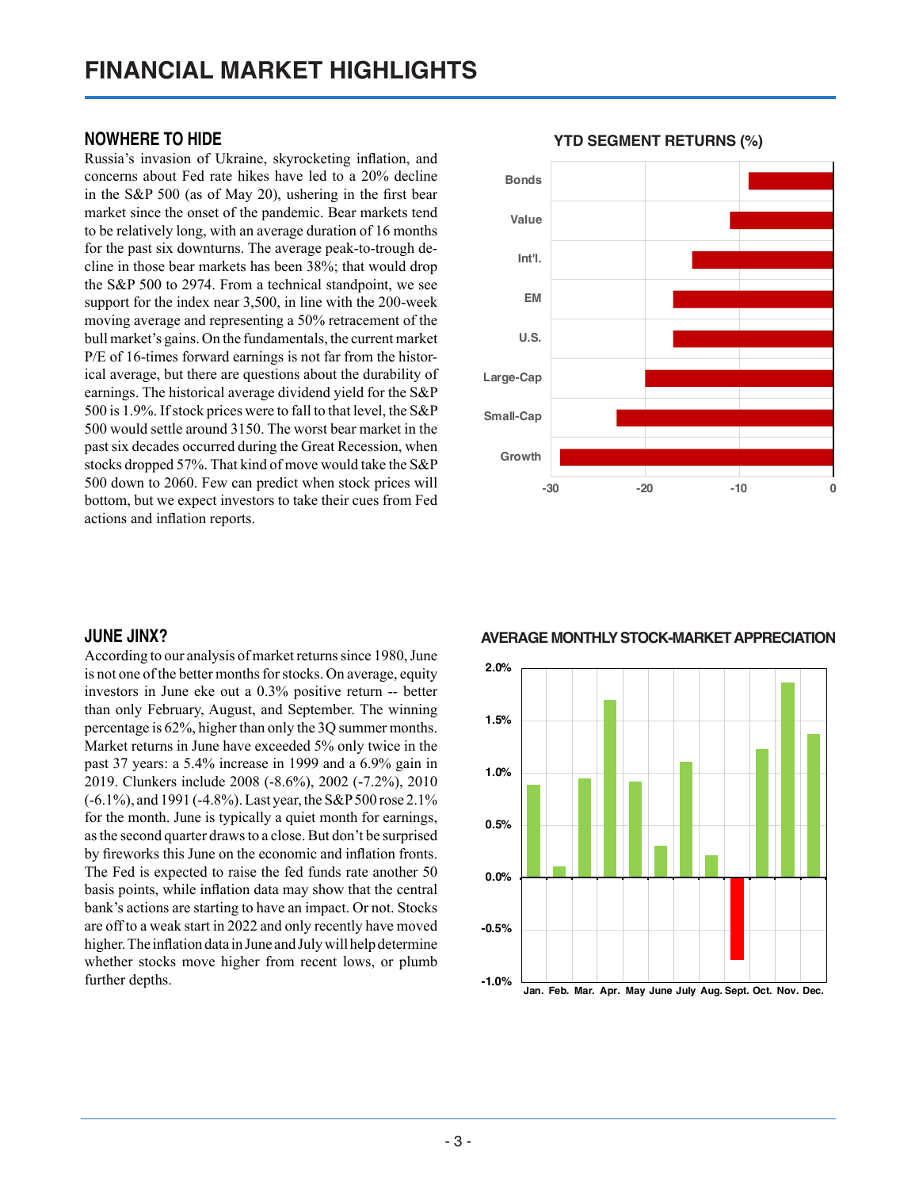# FINANCIAL MARKET HIGHLIGHTS

## NOWHERE TO HIDE

Russia's invasion of Ukraine, skyrocketing inflation, and concerns about Fed rate hikes have led to a 20% decline in the S&P 500 (as of May 20), ushering in the first bear market since the onset of the pandemic. Bear markets tend to be relatively long, with an average duration of 16 months for the past six downturns. The average peak-to-trough decline in those bear markets has been 38%; that would drop the S&P 500 to 2974. From a technical standpoint, we see support for the index near 3,500, in line with the 200-week moving average and representing a 50% retracement of the bull market's gains. On the fundamentals, the current market P/E of 16-times forward earnings is not far from the historical average, but there are questions about the durability of earnings. The historical average dividend yield for the S&P 500 is 1.9%. If stock prices were to fall to that level, the S&P 500 would settle around 3150. The worst bear market in the past six decades occurred during the Great Recession, when stocks dropped 57%. That kind of move would take the S&P 500 down to 2060. Few can predict when stock prices will bottom, but we expect investors to take their cues from Fed actions and inflation reports.

**YTD SEGMENT RETURNS (%)**

Bonds, Value, Int'l., EM, U.S., Large-Cap, Small-Cap, Growth

-30 -20 -10 0

## JUNE JINX?

According to our analysis of market returns since 1980, June is not one of the better months for stocks. On average, equity investors in June eke out a 0.3% positive return -- better than only February, August, and September. The winning percentage is 62%, higher than only the 3Q summer months. Market returns in June have exceeded 5% only twice in the past 37 years: a 5.4% increase in 1999 and a 6.9% gain in 2019. Clunkers include 2008 (-8.6%), 2002 (-7.2%), 2010 (-6.1%), and 1991 (-4.8%). Last year, the S&P 500 rose 2.1% for the month. June is typically a quiet month for earnings, as the second quarter draws to a close. But don't be surprised by fireworks this June on the economic and inflation fronts. The Fed is expected to raise the fed funds rate another 50 basis points, while inflation data may show that the central bank's actions are starting to have an impact. Or not. Stocks are off to a weak start in 2022 and only recently have moved higher. The inflation data in June and July will help determine whether stocks move higher from recent lows, or plumb further depths.

**AVERAGE MONTHLY STOCK-MARKET APPRECIATION**

2.0% 1.5% 1.0% 0.5% 0.0% -0.5% -1.0%

Jan. Feb. Mar. Apr. May June July Aug. Sept. Oct. Nov. Dec.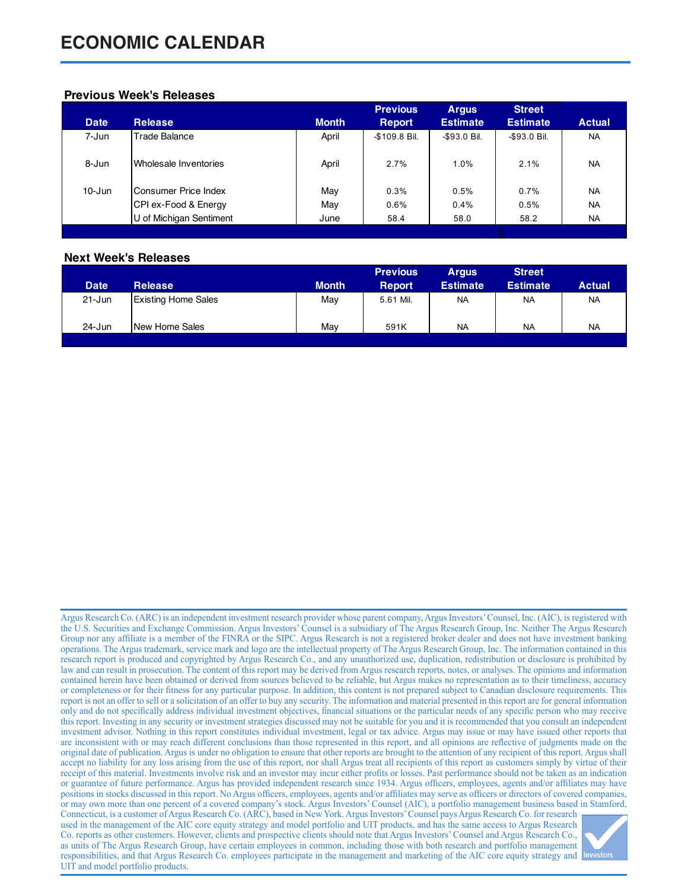# ECONOMIC CALENDAR

### Previous Week's Releases

| Date | Release | Month | Previous Report | Argus Estimate | Street Estimate | Actual |
|---|---|---|---|---|---|---|
| 7-Jun | Trade Balance | April | -$109.8 Bil. | -$93.0 Bil. | -$93.0 Bil. | NA |
| 8-Jun | Wholesale Inventories | April | 2.7% | 1.0% | 2.1% | NA |
| 10-Jun | Consumer Price Index | May | 0.3% | 0.5% | 0.7% | NA |
| | CPI ex-Food & Energy | May | 0.6% | 0.4% | 0.5% | NA |
| | U of Michigan Sentiment | June | 58.4 | 58.0 | 58.2 | NA |

### Next Week's Releases

| Date | Release | Month | Previous Report | Argus Estimate | Street Estimate | Actual |
|---|---|---|---|---|---|---|
| 21-Jun | Existing Home Sales | May | 5.61 Mil. | NA | NA | NA |
| 24-Jun | New Home Sales | May | 591K | NA | NA | NA |

Argus Research Co. (ARC) is an independent investment research provider whose parent company, Argus Investors' Counsel, Inc. (AIC), is registered with the U.S. Securities and Exchange Commission. Argus Investors' Counsel is a subsidiary of The Argus Research Group, Inc. Neither The Argus Research Group nor any affiliate is a member of the FINRA or the SIPC. Argus Research is not a registered broker dealer and does not have investment banking operations. The Argus trademark, service mark and logo are the intellectual property of The Argus Research Group, Inc. The information contained in this research report is produced and copyrighted by Argus Research Co., and any unauthorized use, duplication, redistribution or disclosure is prohibited by law and can result in prosecution. The content of this report may be derived from Argus research reports, notes, or analyses. The opinions and information contained herein have been obtained or derived from sources believed to be reliable, but Argus makes no representation as to their timeliness, accuracy or completeness or for their fitness for any particular purpose. In addition, this content is not prepared subject to Canadian disclosure requirements. This report is not an offer to sell or a solicitation of an offer to buy any security. The information and material presented in this report are for general information only and do not specifically address individual investment objectives, financial situations or the particular needs of any specific person who may receive this report. Investing in any security or investment strategies discussed may not be suitable for you and it is recommended that you consult an independent investment advisor. Nothing in this report constitutes individual investment, legal or tax advice. Argus may issue or may have issued other reports that are inconsistent with or may reach different conclusions than those represented in this report, and all opinions are reflective of judgments made on the original date of publication. Argus is under no obligation to ensure that other reports are brought to the attention of any recipient of this report. Argus shall accept no liability for any loss arising from the use of this report, nor shall Argus treat all recipients of this report as customers simply by virtue of their receipt of this material. Investments involve risk and an investor may incur either profits or losses. Past performance should not be taken as an indication or guarantee of future performance. Argus has provided independent research since 1934. Argus officers, employees, agents and/or affiliates may have positions in stocks discussed in this report. No Argus officers, employees, agents and/or affiliates may serve as officers or directors of covered companies, or may own more than one percent of a covered company's stock. Argus Investors' Counsel (AIC), a portfolio management business based in Stamford, Connecticut, is a customer of Argus Research Co. (ARC), based in New York. Argus Investors' Counsel pays Argus Research Co. for research used in the management of the AIC core equity strategy and model portfolio and UIT products, and has the same access to Argus Research Co. reports as other customers. However, clients and prospective clients should note that Argus Investors' Counsel and Argus Research Co., as units of The Argus Research Group, have certain employees in common, including those with both research and portfolio management responsibilities, and that Argus Research Co. employees participate in the management and marketing of the AIC core equity strategy and UIT and model portfolio products.